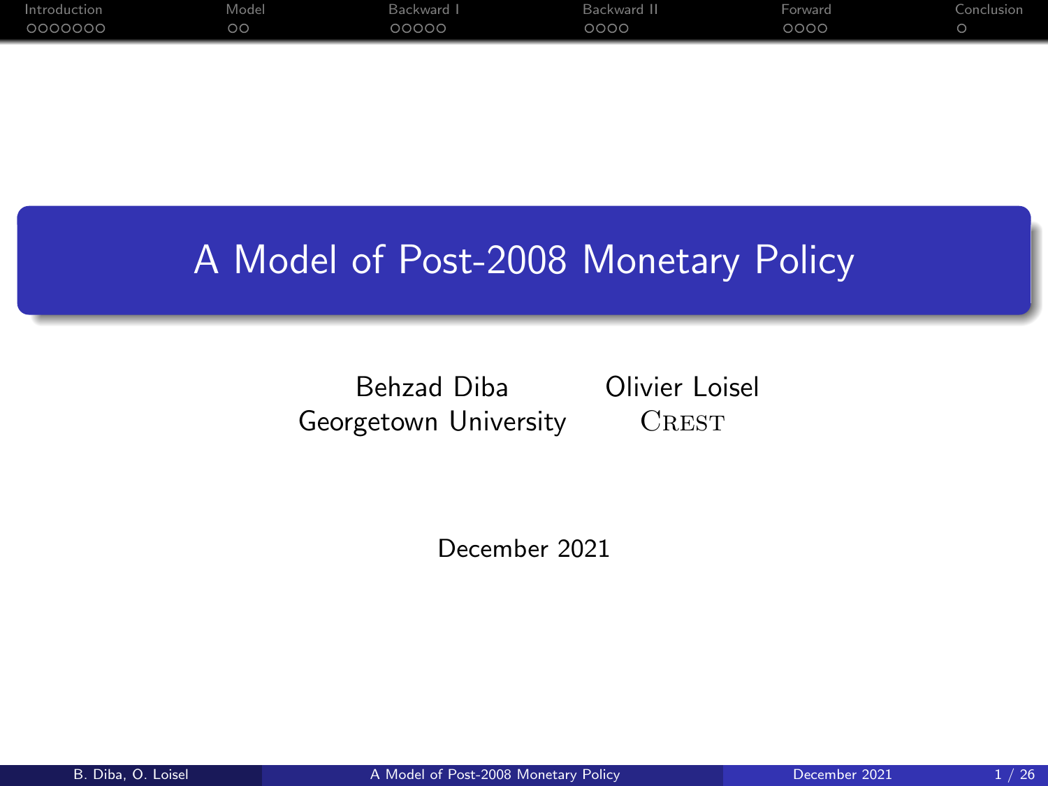# A Model of Post-2008 Monetary Policy

Behzad Diba
Georgetown University

Olivier Loisel
CREST

December 2021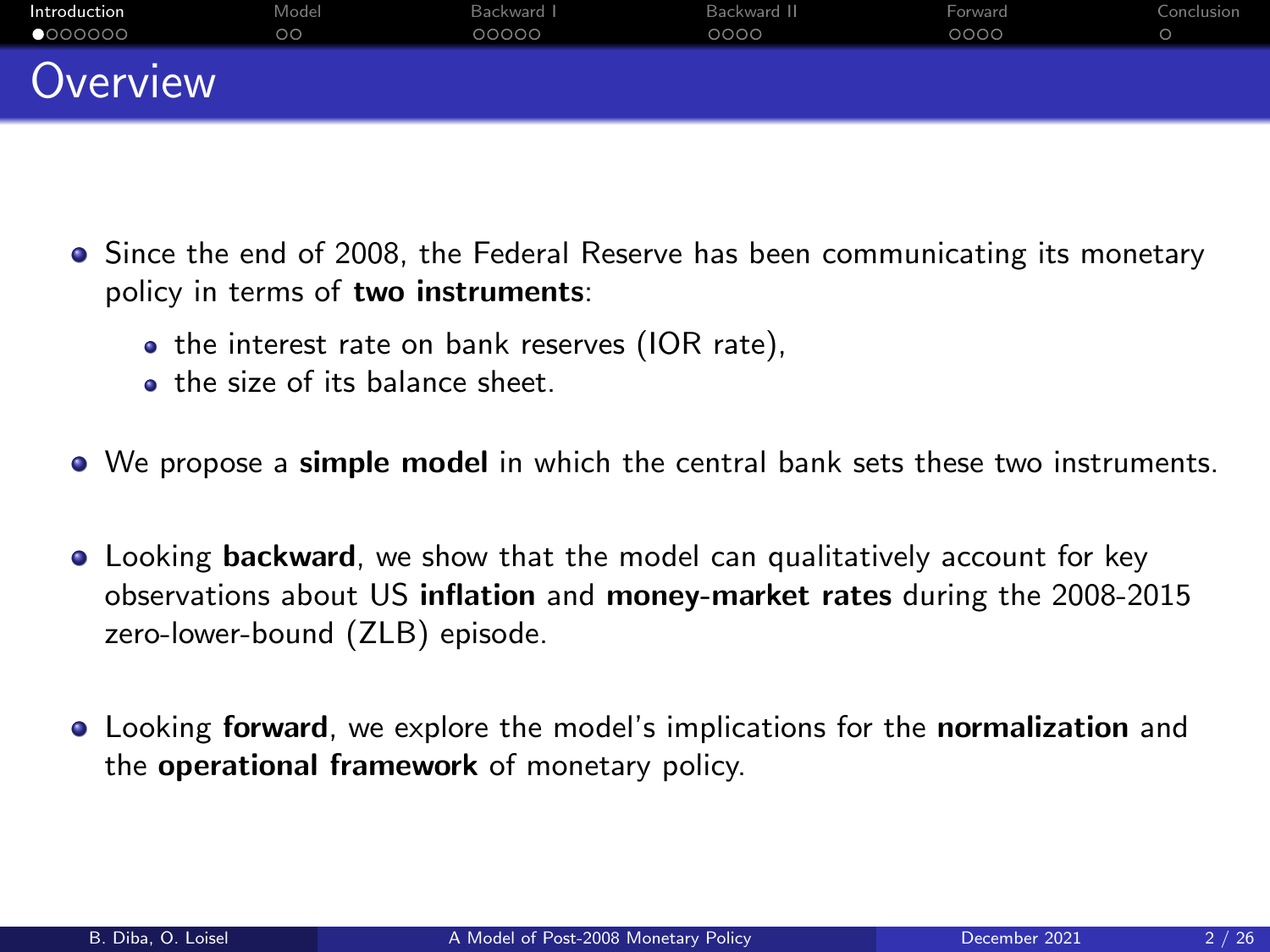# Overview

- Since the end of 2008, the Federal Reserve has been communicating its monetary policy in terms of **two instruments**:
  - the interest rate on bank reserves (IOR rate),
  - the size of its balance sheet.
- We propose a **simple model** in which the central bank sets these two instruments.
- Looking **backward**, we show that the model can qualitatively account for key observations about US **inflation** and **money-market rates** during the 2008-2015 zero-lower-bound (ZLB) episode.
- Looking **forward**, we explore the model's implications for the **normalization** and the **operational framework** of monetary policy.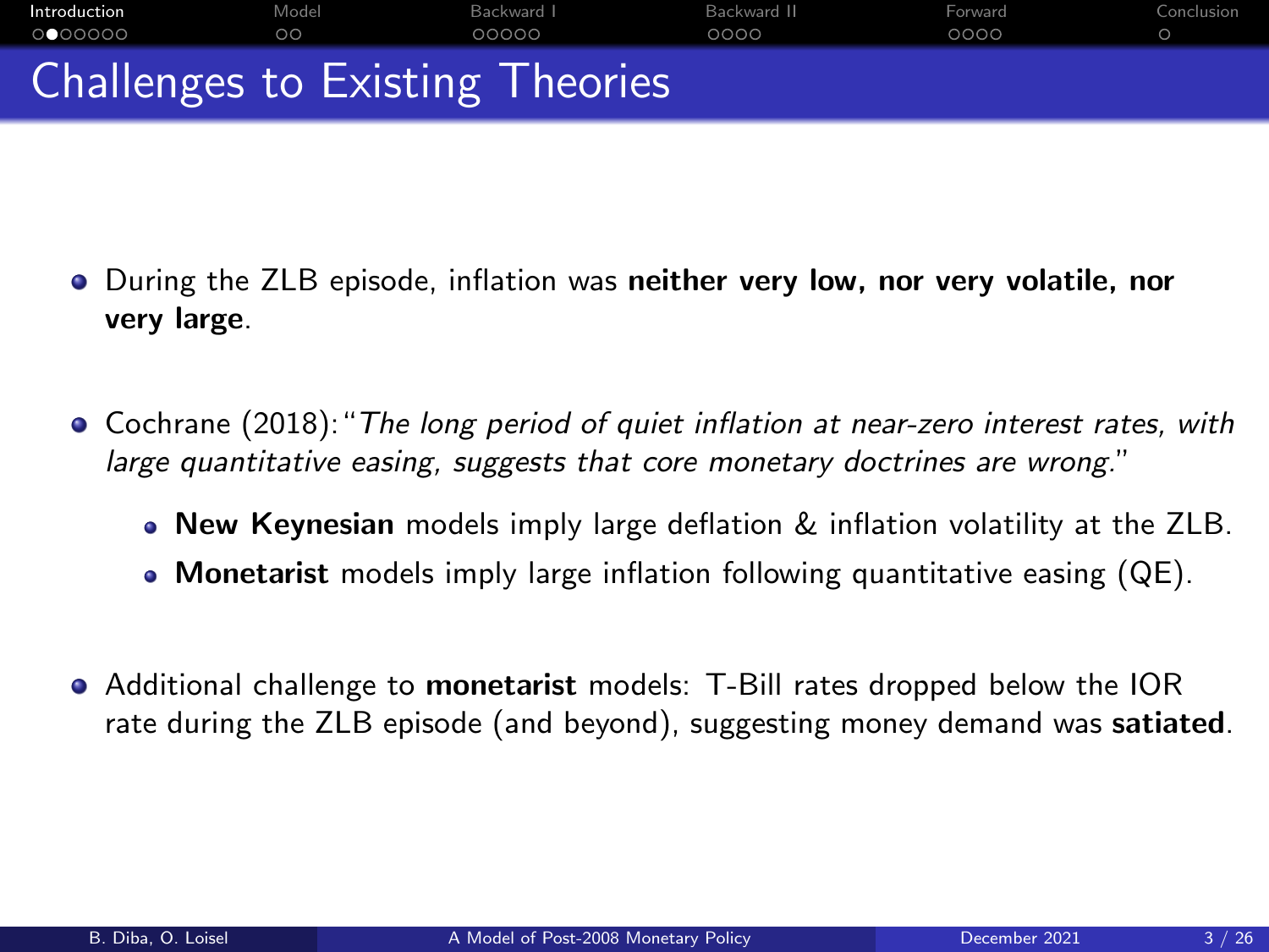# Challenges to Existing Theories

- During the ZLB episode, inflation was **neither very low, nor very volatile, nor very large**.

- Cochrane (2018): "*The long period of quiet inflation at near-zero interest rates, with large quantitative easing, suggests that core monetary doctrines are wrong.*"
  - **New Keynesian** models imply large deflation & inflation volatility at the ZLB.
  - **Monetarist** models imply large inflation following quantitative easing (QE).

- Additional challenge to **monetarist** models: T-Bill rates dropped below the IOR rate during the ZLB episode (and beyond), suggesting money demand was **satiated**.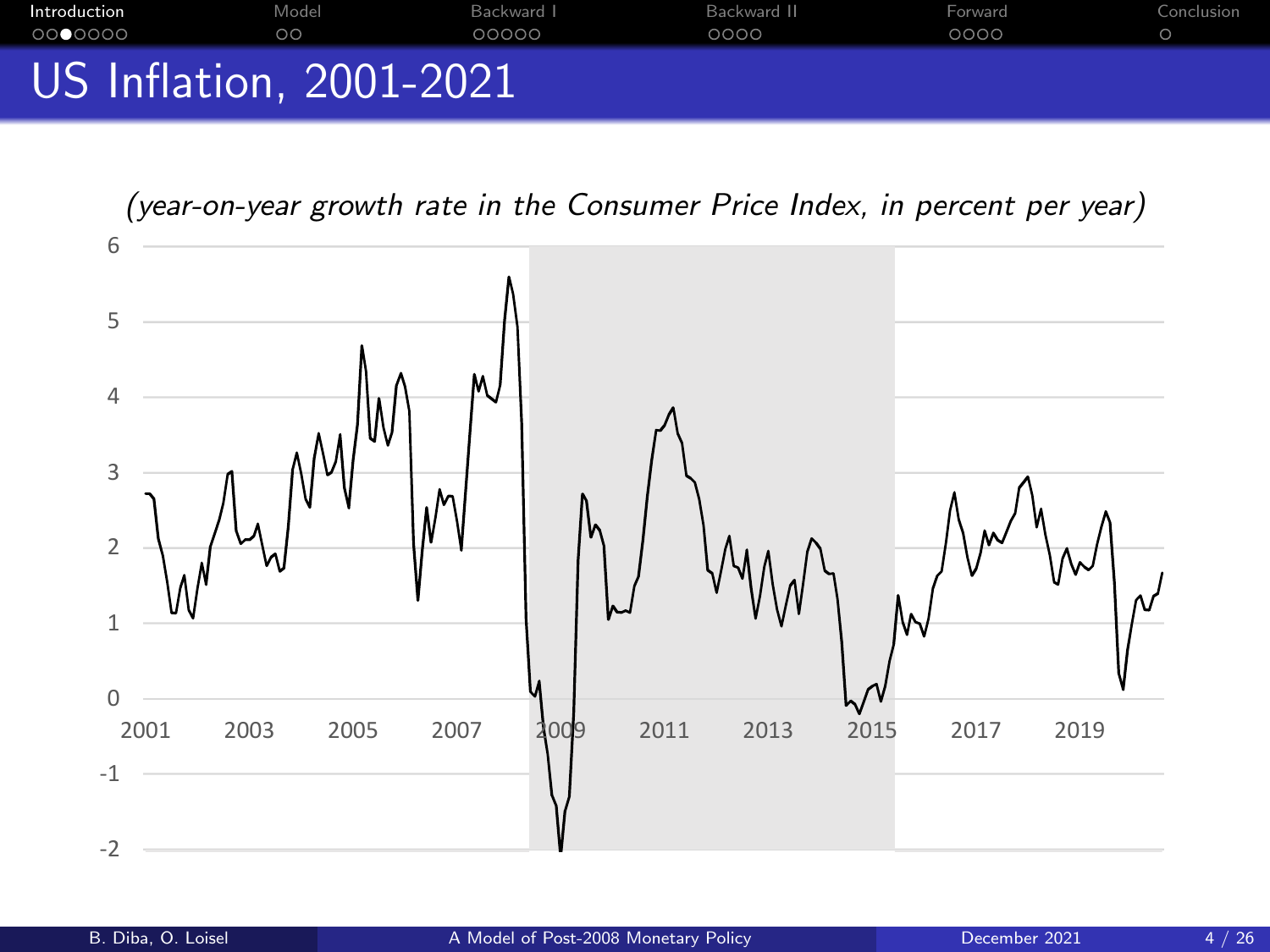# US Inflation, 2001-2021

*(year-on-year growth rate in the Consumer Price Index, in percent per year)*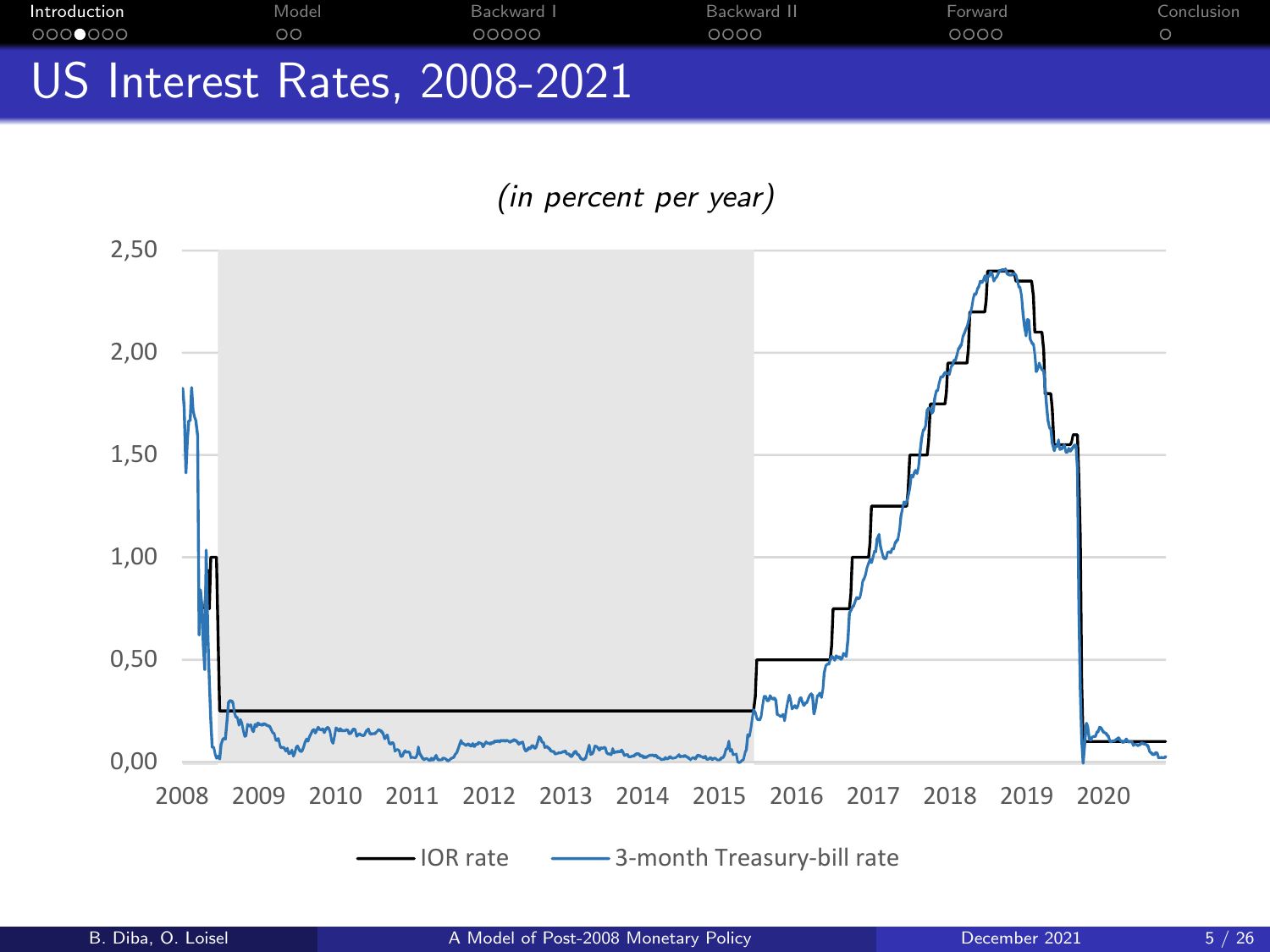# US Interest Rates, 2008-2021

*(in percent per year)*

2,50
2,00
1,50
1,00
0,50
0,00

2008 2009 2010 2011 2012 2013 2014 2015 2016 2017 2018 2019 2020

IOR rate — 3-month Treasury-bill rate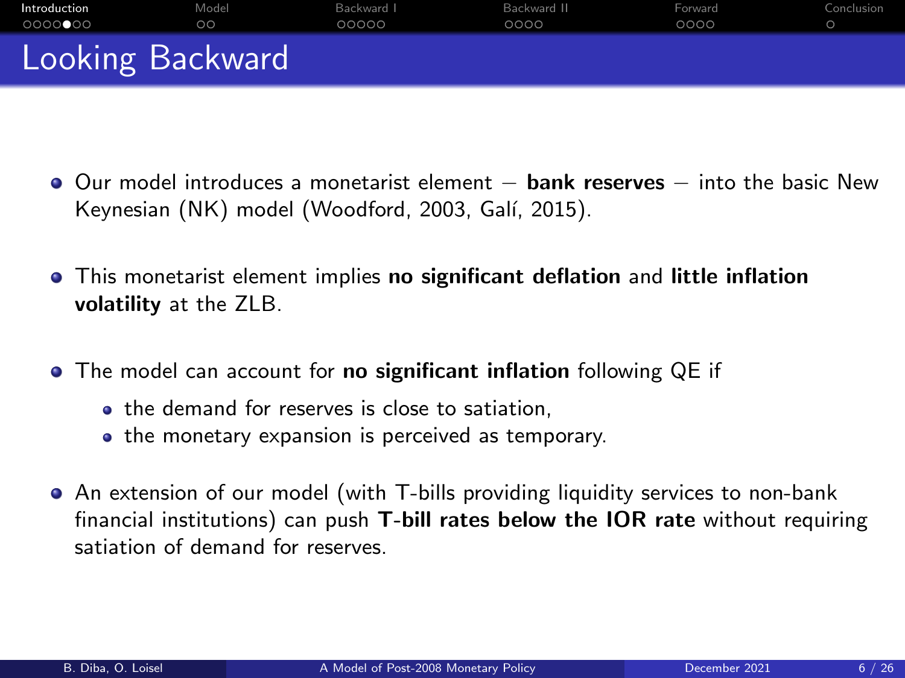# Looking Backward

- Our model introduces a monetarist element – **bank reserves** – into the basic New Keynesian (NK) model (Woodford, 2003, Galí, 2015).
- This monetarist element implies **no significant deflation** and **little inflation volatility** at the ZLB.
- The model can account for **no significant inflation** following QE if
  - the demand for reserves is close to satiation,
  - the monetary expansion is perceived as temporary.
- An extension of our model (with T-bills providing liquidity services to non-bank financial institutions) can push **T-bill rates below the IOR rate** without requiring satiation of demand for reserves.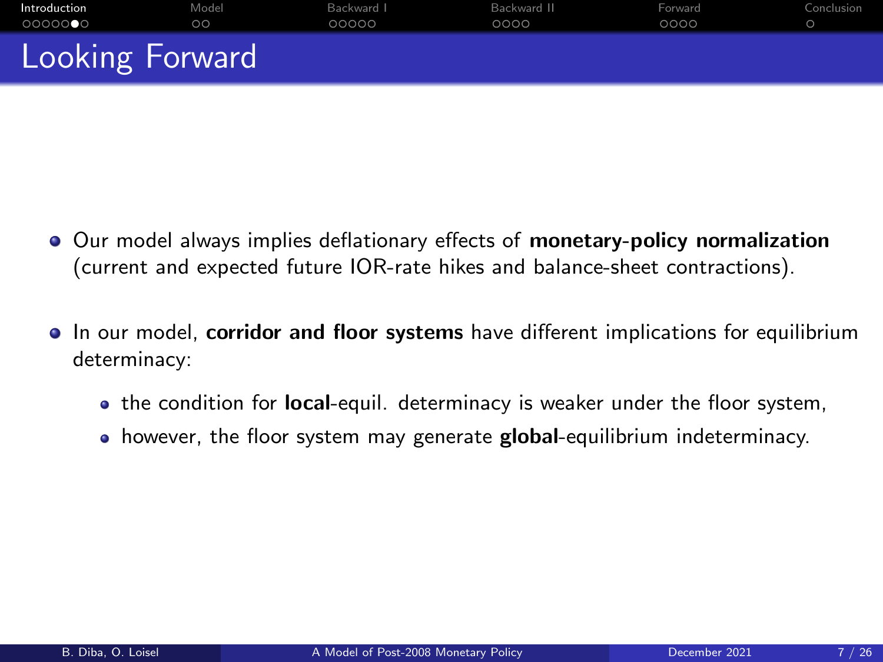# Looking Forward

- Our model always implies deflationary effects of **monetary-policy normalization** (current and expected future IOR-rate hikes and balance-sheet contractions).
- In our model, **corridor and floor systems** have different implications for equilibrium determinacy:
  - the condition for **local**-equil. determinacy is weaker under the floor system,
  - however, the floor system may generate **global**-equilibrium indeterminacy.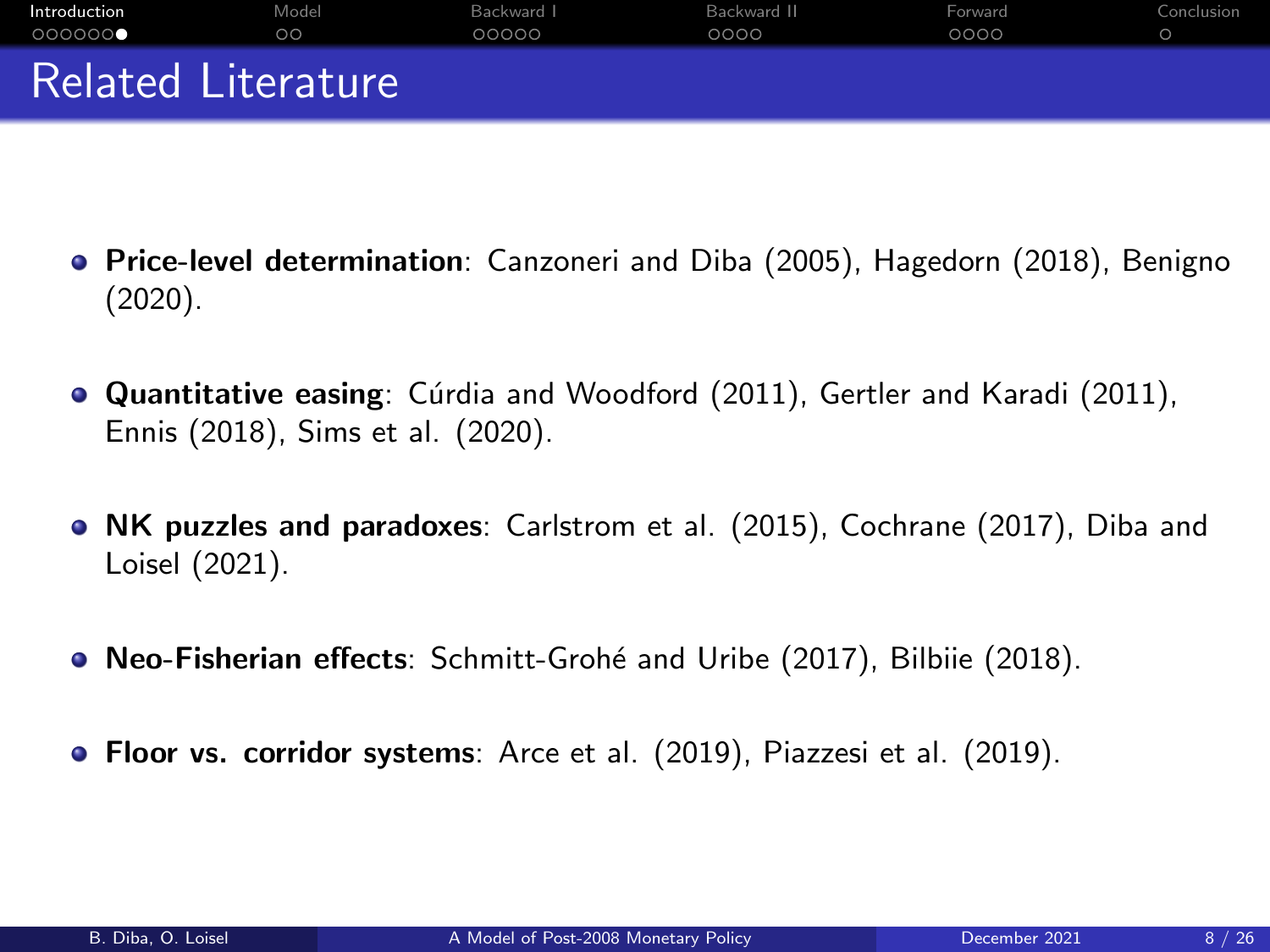# Related Literature

- **Price-level determination**: Canzoneri and Diba (2005), Hagedorn (2018), Benigno (2020).
- **Quantitative easing**: Cúrdia and Woodford (2011), Gertler and Karadi (2011), Ennis (2018), Sims et al. (2020).
- **NK puzzles and paradoxes**: Carlstrom et al. (2015), Cochrane (2017), Diba and Loisel (2021).
- **Neo-Fisherian effects**: Schmitt-Grohé and Uribe (2017), Bilbiie (2018).
- **Floor vs. corridor systems**: Arce et al. (2019), Piazzesi et al. (2019).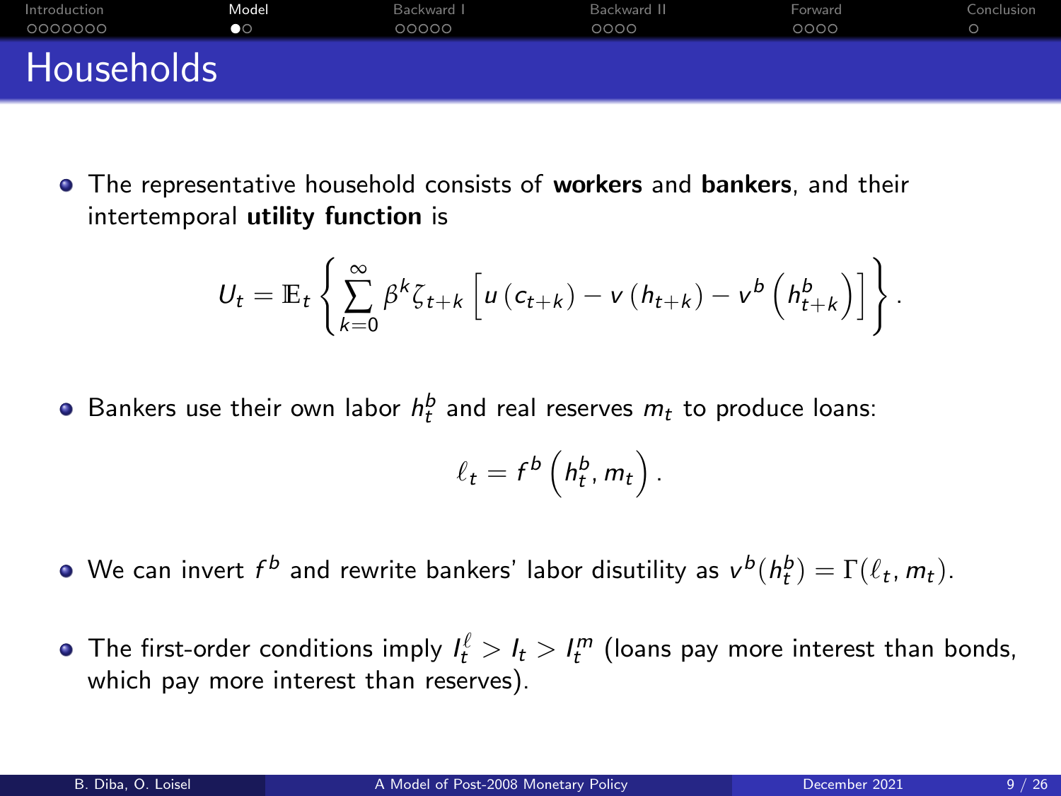# Households

- The representative household consists of **workers** and **bankers**, and their intertemporal **utility function** is

$$U_t = \mathbb{E}_t \left\{ \sum_{k=0}^{\infty} \beta^k \zeta_{t+k} \left[ u\left(c_{t+k}\right) - v\left(h_{t+k}\right) - v^b\left(h^b_{t+k}\right) \right] \right\}.$$

- Bankers use their own labor $h^b_t$ and real reserves $m_t$ to produce loans:

$$\ell_t = f^b\left(h^b_t, m_t\right).$$

- We can invert $f^b$ and rewrite bankers' labor disutility as $v^b(h^b_t) = \Gamma(\ell_t, m_t)$.

- The first-order conditions imply $I^\ell_t > I_t > I^m_t$ (loans pay more interest than bonds, which pay more interest than reserves).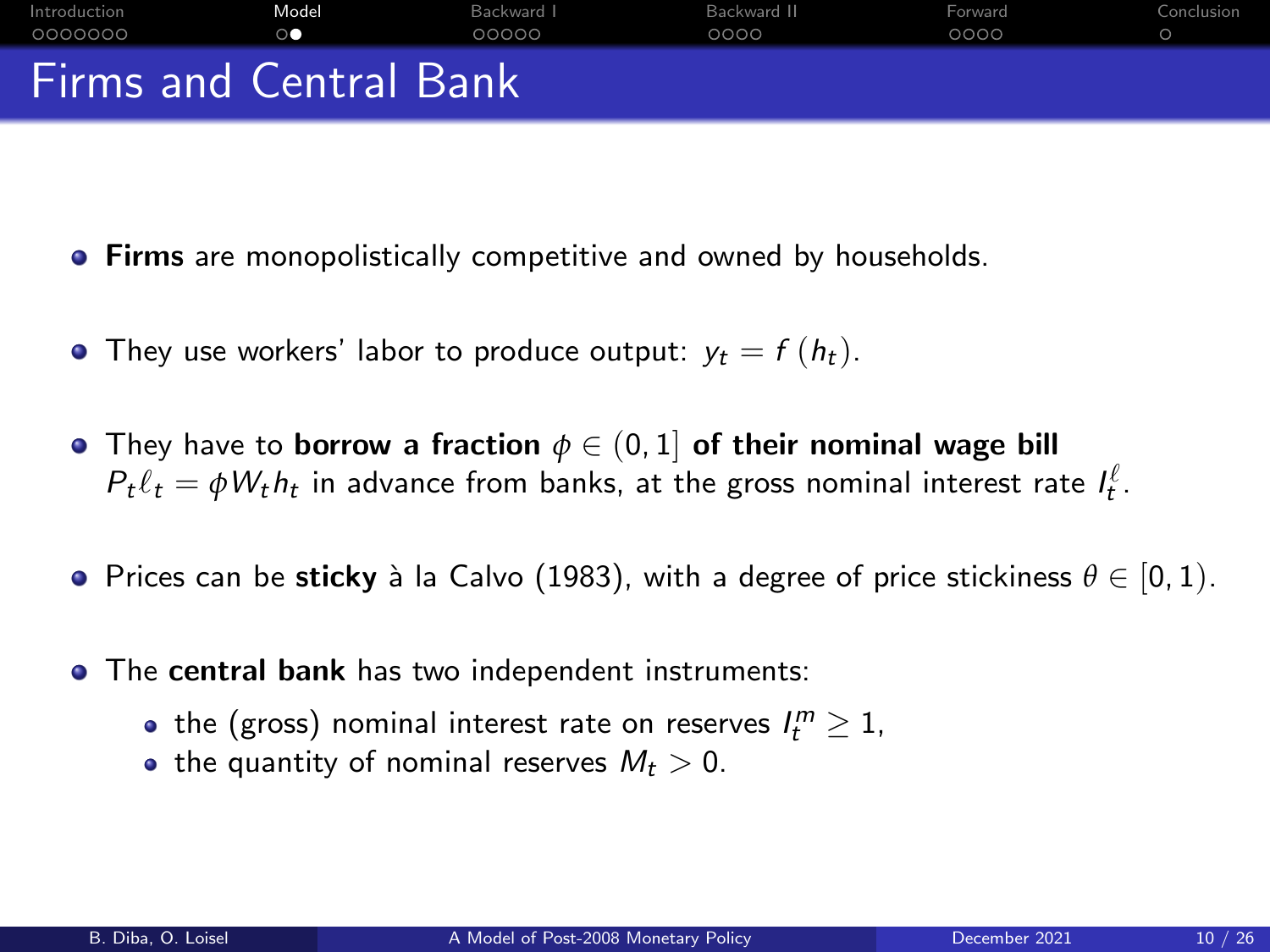# Firms and Central Bank

- **Firms** are monopolistically competitive and owned by households.
- They use workers' labor to produce output: $y_t = f(h_t)$.
- They have to **borrow a fraction** $\phi \in (0, 1]$ **of their nominal wage bill** $P_t \ell_t = \phi W_t h_t$ in advance from banks, at the gross nominal interest rate $I_t^{\ell}$.
- Prices can be **sticky** à la Calvo (1983), with a degree of price stickiness $\theta \in [0, 1)$.
- The **central bank** has two independent instruments:
  - the (gross) nominal interest rate on reserves $I_t^m \geq 1$,
  - the quantity of nominal reserves $M_t > 0$.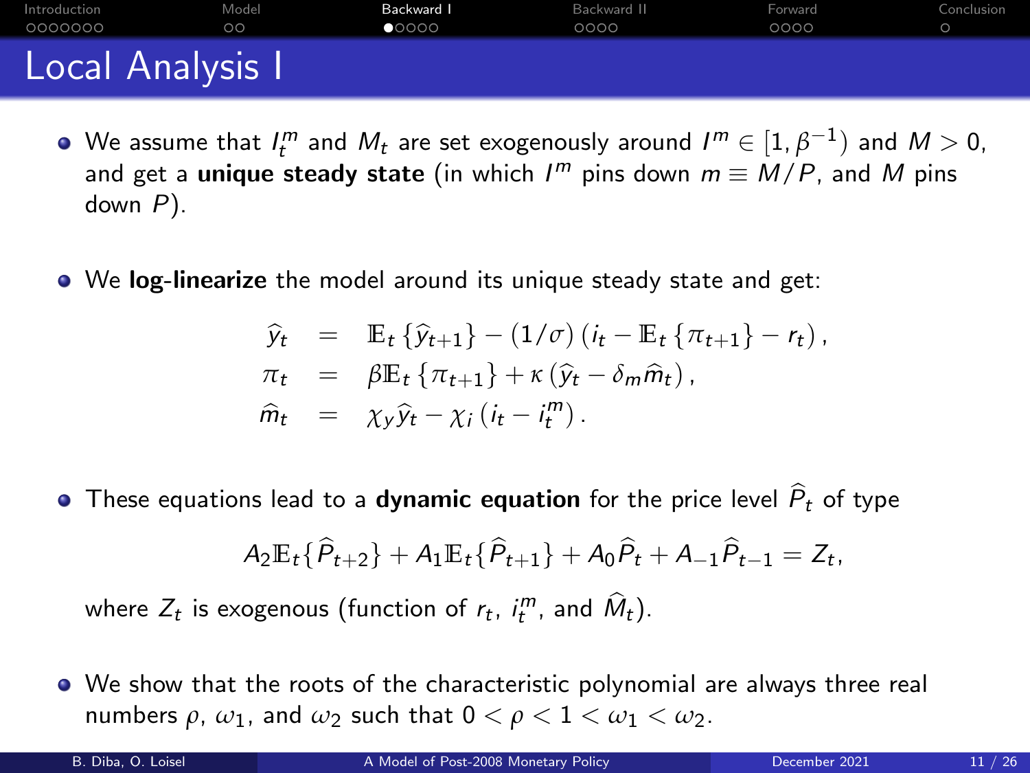# Local Analysis I

- We assume that $I_t^m$ and $M_t$ are set exogenously around $I^m \in [1, \beta^{-1})$ and $M > 0$, and get a **unique steady state** (in which $I^m$ pins down $m \equiv M/P$, and $M$ pins down $P$).

- We **log-linearize** the model around its unique steady state and get:

$$
\begin{aligned}
\widehat{y}_t &= \mathbb{E}_t\{\widehat{y}_{t+1}\} - (1/\sigma)\left(i_t - \mathbb{E}_t\{\pi_{t+1}\} - r_t\right), \\
\pi_t &= \beta\mathbb{E}_t\{\pi_{t+1}\} + \kappa\left(\widehat{y}_t - \delta_m \widehat{m}_t\right), \\
\widehat{m}_t &= \chi_y \widehat{y}_t - \chi_i\left(i_t - i_t^m\right).
\end{aligned}
$$

- These equations lead to a **dynamic equation** for the price level $\widehat{P}_t$ of type

$$
A_2 \mathbb{E}_t\{\widehat{P}_{t+2}\} + A_1 \mathbb{E}_t\{\widehat{P}_{t+1}\} + A_0 \widehat{P}_t + A_{-1} \widehat{P}_{t-1} = Z_t,
$$

  where $Z_t$ is exogenous (function of $r_t$, $i_t^m$, and $\widehat{M}_t$).

- We show that the roots of the characteristic polynomial are always three real numbers $\rho$, $\omega_1$, and $\omega_2$ such that $0 < \rho < 1 < \omega_1 < \omega_2$.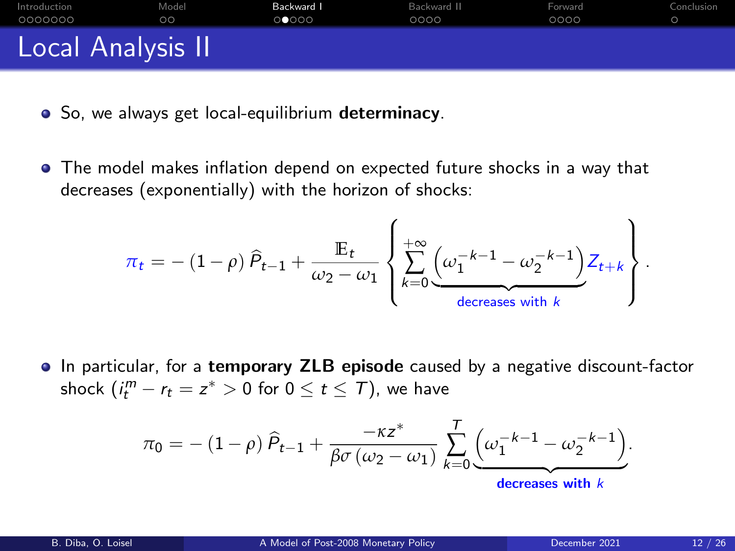# Local Analysis II

- So, we always get local-equilibrium **determinacy**.

- The model makes inflation depend on expected future shocks in a way that decreases (exponentially) with the horizon of shocks:

$$\pi_t = -\left(1-\rho\right)\widehat{P}_{t-1} + \frac{\mathbb{E}_t}{\omega_2 - \omega_1}\left\{\sum_{k=0}^{+\infty}\underbrace{\left(\omega_1^{-k-1} - \omega_2^{-k-1}\right)}_{\text{decreases with } k} Z_{t+k}\right\}.$$

- In particular, for a **temporary ZLB episode** caused by a negative discount-factor shock ($i_t^m - r_t = z^* > 0$ for $0 \leq t \leq T$), we have

$$\pi_0 = -\left(1-\rho\right)\widehat{P}_{t-1} + \frac{-\kappa z^*}{\beta\sigma\left(\omega_2 - \omega_1\right)}\sum_{k=0}^{T}\underbrace{\left(\omega_1^{-k-1} - \omega_2^{-k-1}\right)}_{\textbf{decreases with } k}.$$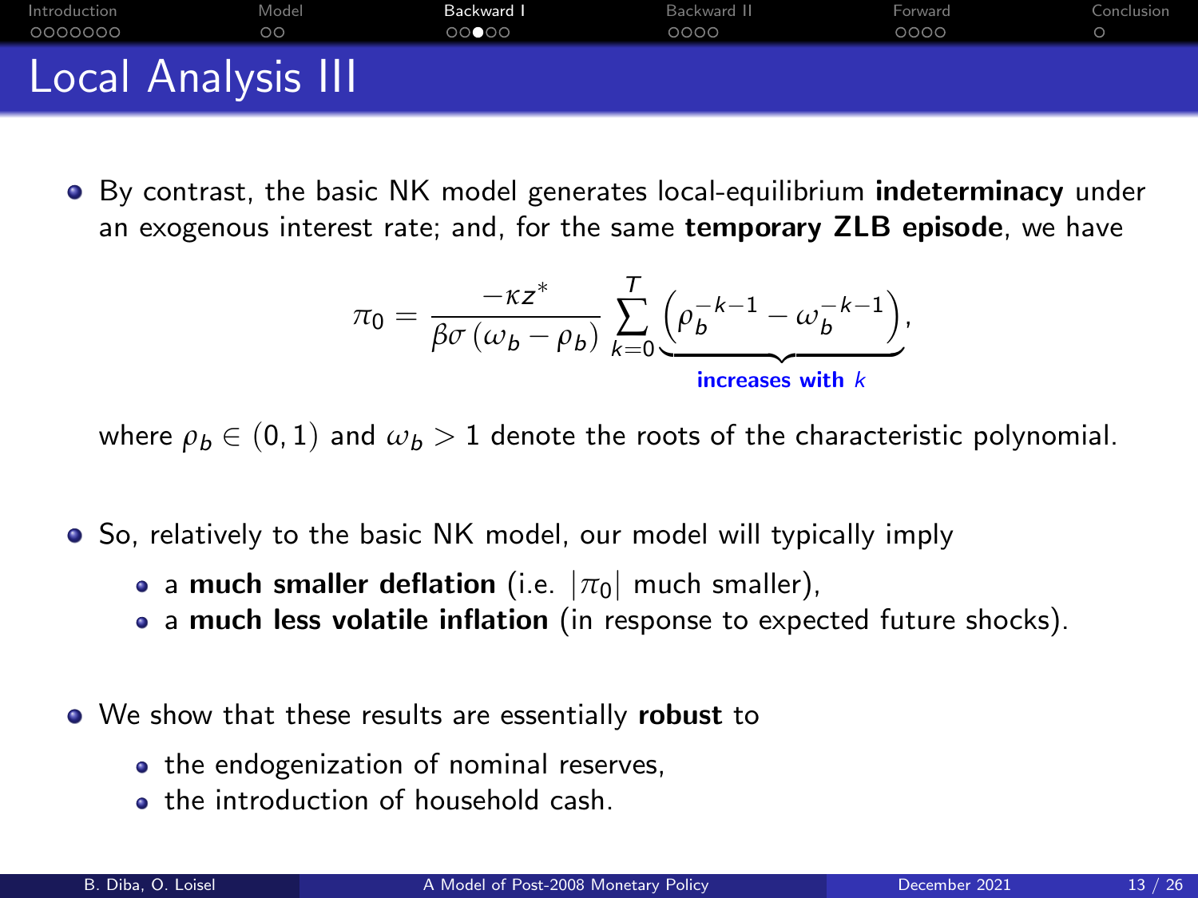# Local Analysis III

- By contrast, the basic NK model generates local-equilibrium **indeterminacy** under an exogenous interest rate; and, for the same **temporary ZLB episode**, we have

$$\pi_0 = \frac{-\kappa z^*}{\beta \sigma \left(\omega_b - \rho_b\right)} \sum_{k=0}^{T} \underbrace{\left(\rho_b^{-k-1} - \omega_b^{-k-1}\right)}_{\text{increases with } k},$$

where $\rho_b \in (0,1)$ and $\omega_b > 1$ denote the roots of the characteristic polynomial.

- So, relatively to the basic NK model, our model will typically imply
  - a **much smaller deflation** (i.e. $|\pi_0|$ much smaller),
  - a **much less volatile inflation** (in response to expected future shocks).

- We show that these results are essentially **robust** to
  - the endogenization of nominal reserves,
  - the introduction of household cash.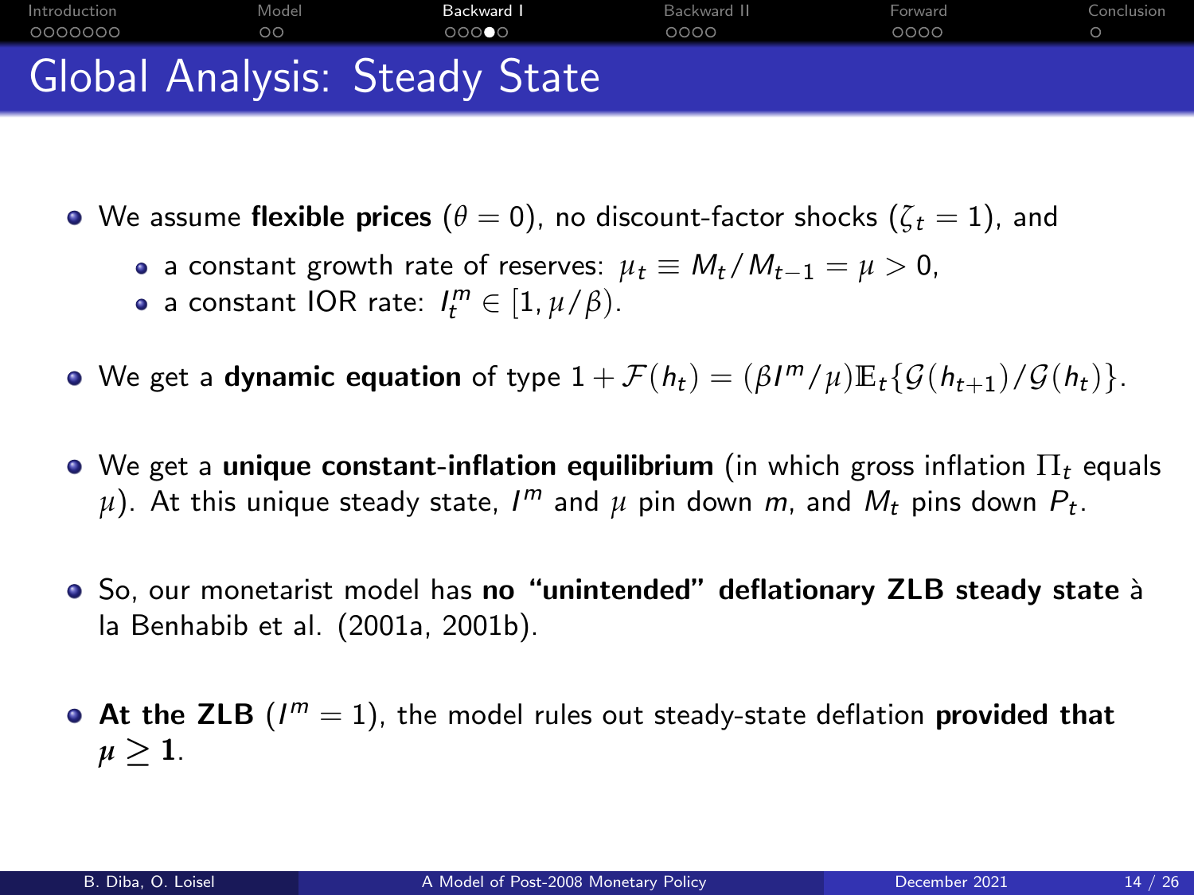# Global Analysis: Steady State

- We assume **flexible prices** ($\theta = 0$), no discount-factor shocks ($\zeta_t = 1$), and
  - a constant growth rate of reserves: $\mu_t \equiv M_t / M_{t-1} = \mu > 0$,
  - a constant IOR rate: $I_t^m \in [1, \mu/\beta)$.
- We get a **dynamic equation** of type $1 + \mathcal{F}(h_t) = (\beta I^m / \mu) \mathbb{E}_t \{ \mathcal{G}(h_{t+1}) / \mathcal{G}(h_t) \}$.
- We get a **unique constant-inflation equilibrium** (in which gross inflation $\Pi_t$ equals $\mu$). At this unique steady state, $I^m$ and $\mu$ pin down $m$, and $M_t$ pins down $P_t$.
- So, our monetarist model has **no "unintended" deflationary ZLB steady state** à la Benhabib et al. (2001a, 2001b).
- **At the ZLB** ($I^m = 1$), the model rules out steady-state deflation **provided that** $\boldsymbol{\mu \geq 1}$.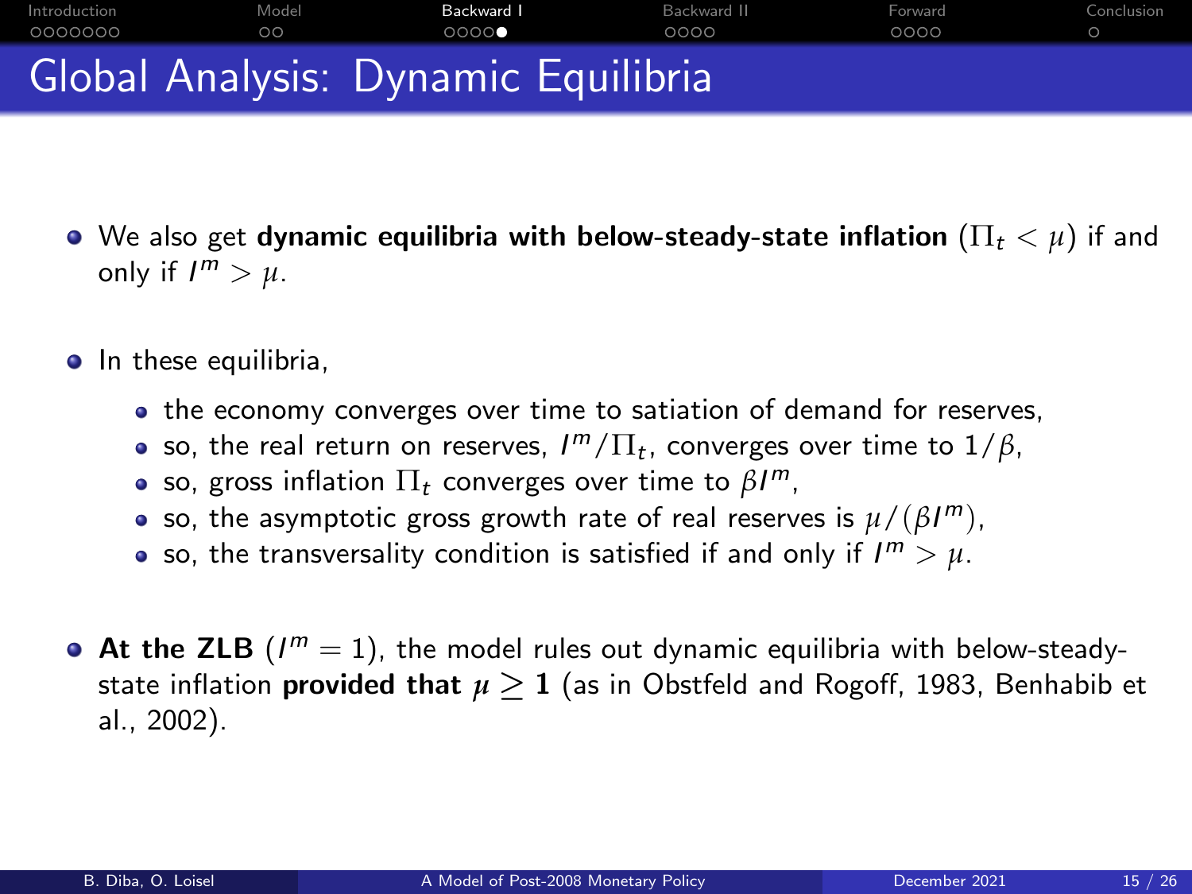# Global Analysis: Dynamic Equilibria

- We also get **dynamic equilibria with below-steady-state inflation** ($\Pi_t < \mu$) if and only if $I^m > \mu$.

- In these equilibria,
  - the economy converges over time to satiation of demand for reserves,
  - so, the real return on reserves, $I^m/\Pi_t$, converges over time to $1/\beta$,
  - so, gross inflation $\Pi_t$ converges over time to $\beta I^m$,
  - so, the asymptotic gross growth rate of real reserves is $\mu/(\beta I^m)$,
  - so, the transversality condition is satisfied if and only if $I^m > \mu$.

- **At the ZLB** ($I^m = 1$), the model rules out dynamic equilibria with below-steady-state inflation **provided that** $\boldsymbol{\mu \geq 1}$ (as in Obstfeld and Rogoff, 1983, Benhabib et al., 2002).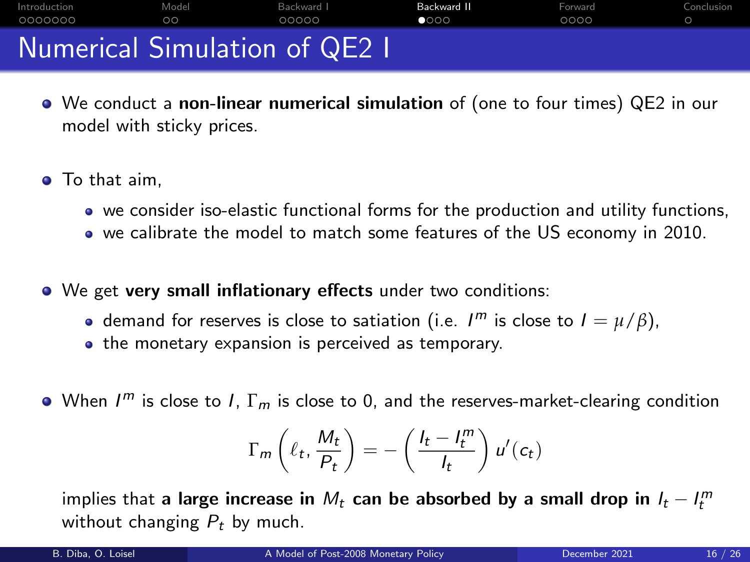# Numerical Simulation of QE2 I

- We conduct a **non-linear numerical simulation** of (one to four times) QE2 in our model with sticky prices.

- To that aim,
  - we consider iso-elastic functional forms for the production and utility functions,
  - we calibrate the model to match some features of the US economy in 2010.

- We get **very small inflationary effects** under two conditions:
  - demand for reserves is close to satiation (i.e. $I^m$ is close to $I = \mu/\beta$),
  - the monetary expansion is perceived as temporary.

- When $I^m$ is close to $I$, $\Gamma_m$ is close to 0, and the reserves-market-clearing condition

$$\Gamma_m\left(\ell_t, \frac{M_t}{P_t}\right) = -\left(\frac{I_t - I_t^m}{I_t}\right) u'(c_t)$$

implies that **a large increase in $M_t$ can be absorbed by a small drop in $I_t - I_t^m$** without changing $P_t$ by much.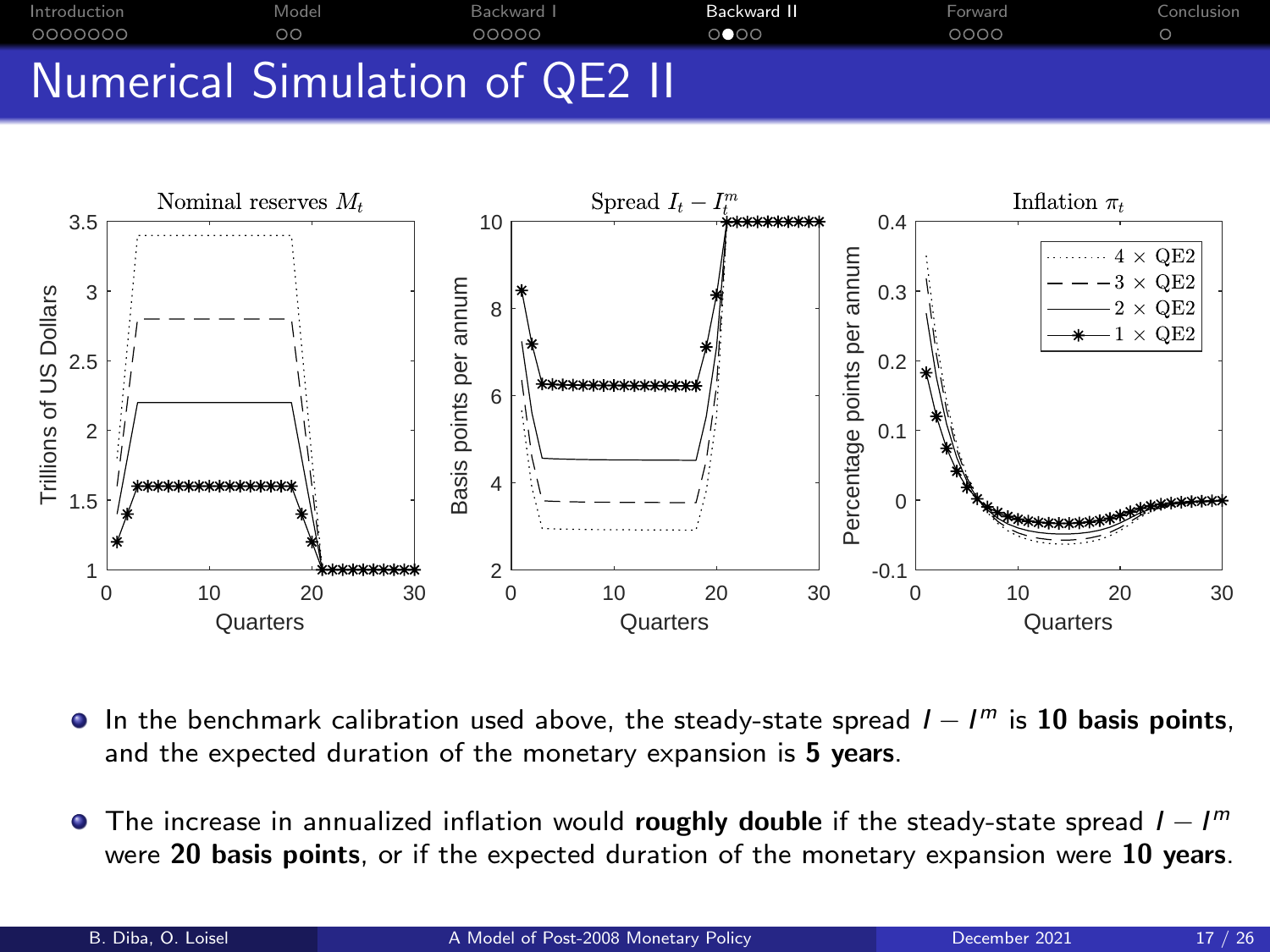# Numerical Simulation of QE2 II

- In the benchmark calibration used above, the steady-state spread $I - I^m$ is **10 basis points**, and the expected duration of the monetary expansion is **5 years**.
- The increase in annualized inflation would **roughly double** if the steady-state spread $I - I^m$ were **20 basis points**, or if the expected duration of the monetary expansion were **10 years**.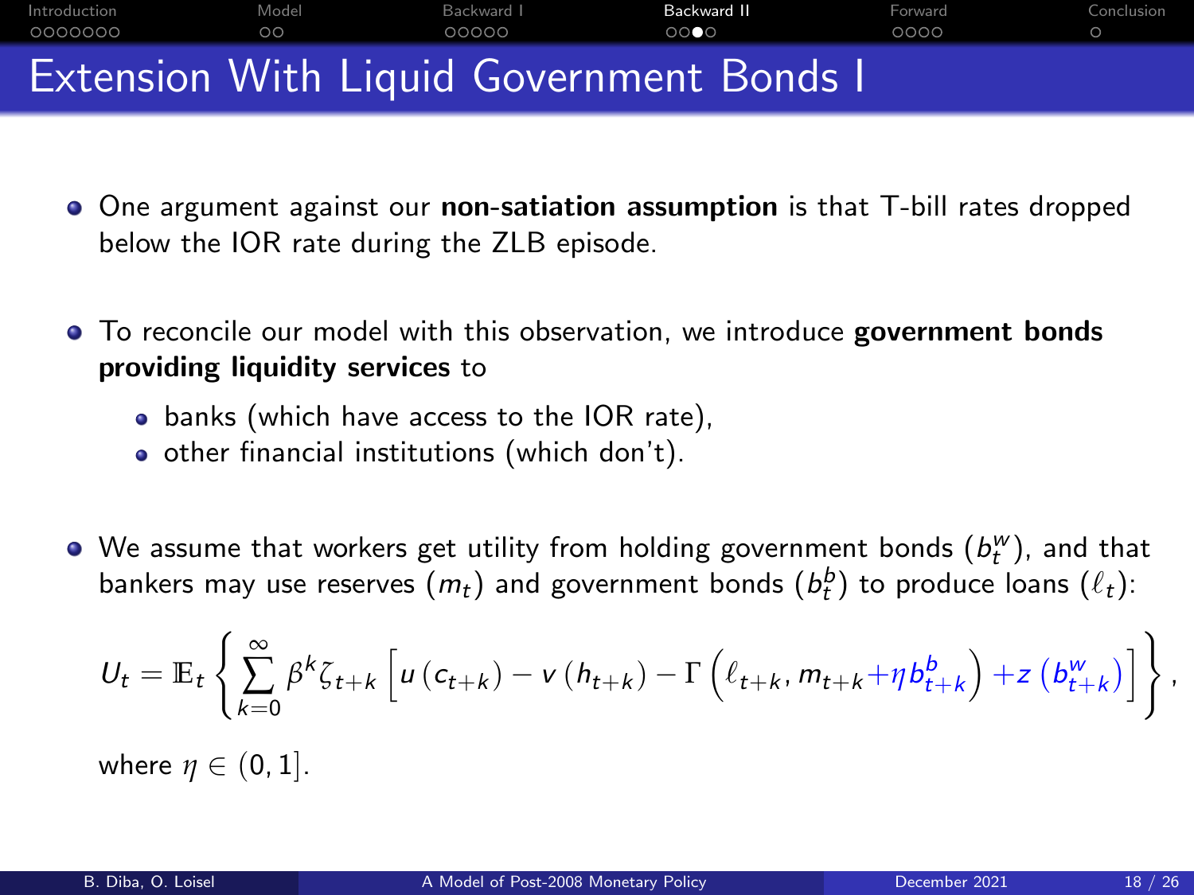# Extension With Liquid Government Bonds I

- One argument against our **non-satiation assumption** is that T-bill rates dropped below the IOR rate during the ZLB episode.
- To reconcile our model with this observation, we introduce **government bonds providing liquidity services** to
  - banks (which have access to the IOR rate),
  - other financial institutions (which don't).
- We assume that workers get utility from holding government bonds ($b_t^w$), and that bankers may use reserves ($m_t$) and government bonds ($b_t^b$) to produce loans ($\ell_t$):

$$U_t = \mathbb{E}_t \left\{ \sum_{k=0}^{\infty} \beta^k \zeta_{t+k} \left[ u\left(c_{t+k}\right) - v\left(h_{t+k}\right) - \Gamma\left(\ell_{t+k}, m_{t+k} + \eta b_{t+k}^b\right) + z\left(b_{t+k}^w\right) \right] \right\},$$

where $\eta \in (0, 1]$.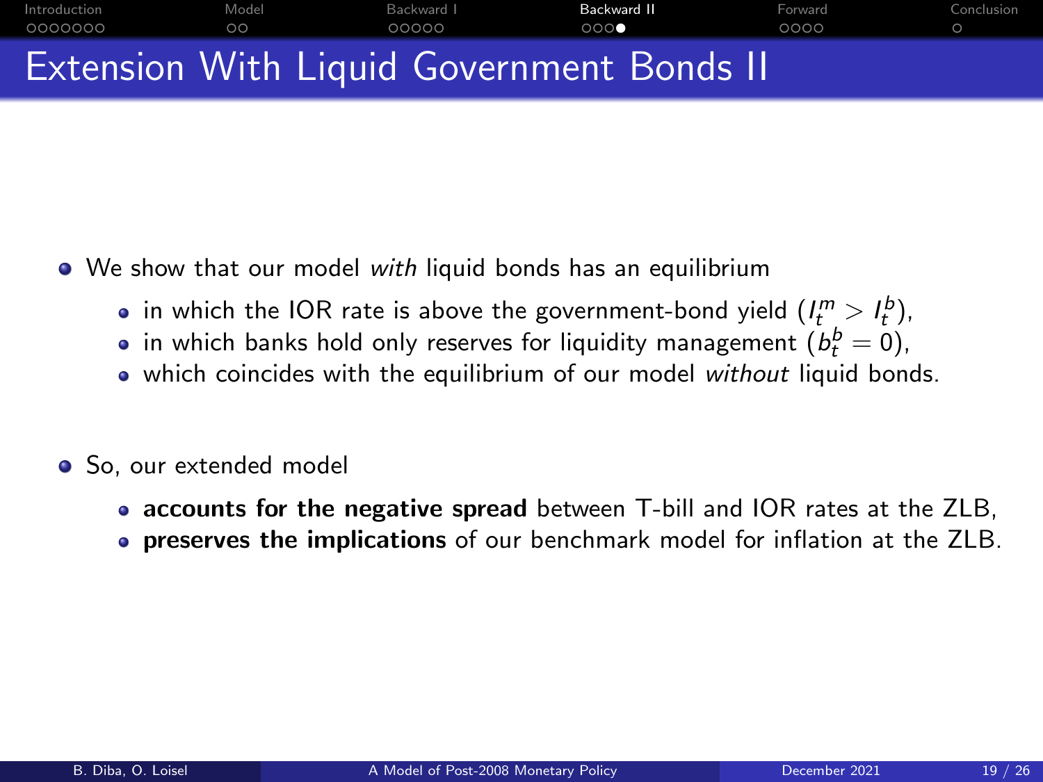# Extension With Liquid Government Bonds II

- We show that our model *with* liquid bonds has an equilibrium
  - in which the IOR rate is above the government-bond yield ($I_t^m > I_t^b$),
  - in which banks hold only reserves for liquidity management ($b_t^b = 0$),
  - which coincides with the equilibrium of our model *without* liquid bonds.

- So, our extended model
  - **accounts for the negative spread** between T-bill and IOR rates at the ZLB,
  - **preserves the implications** of our benchmark model for inflation at the ZLB.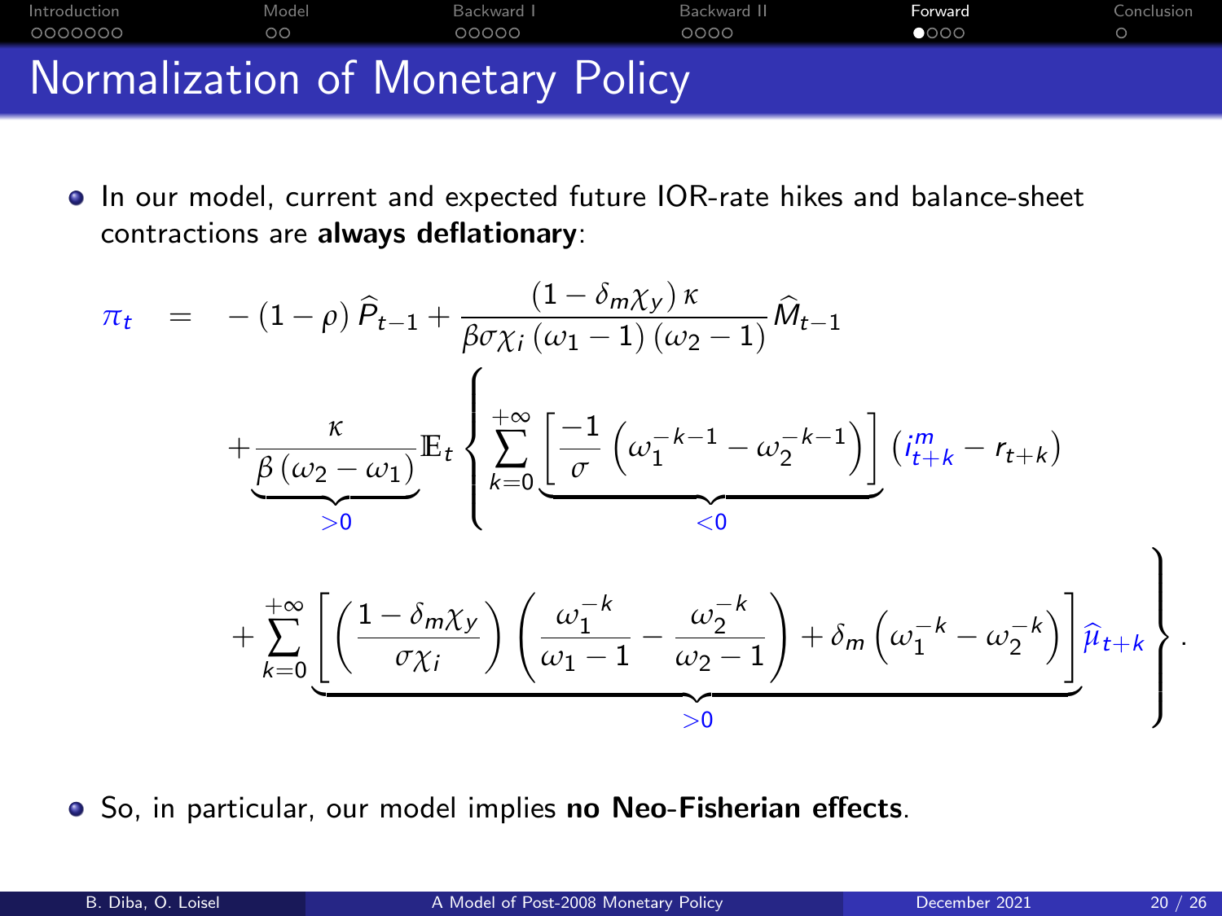# Normalization of Monetary Policy

- In our model, current and expected future IOR-rate hikes and balance-sheet contractions are **always deflationary**:

$$
\begin{aligned}
\pi_t \quad = \quad & -(1-\rho)\,\widehat{P}_{t-1} + \frac{(1-\delta_m\chi_y)\,\kappa}{\beta\sigma\chi_i\,(\omega_1-1)\,(\omega_2-1)}\widehat{M}_{t-1} \\
& + \underbrace{\frac{\kappa}{\beta\,(\omega_2-\omega_1)}}_{>0}\mathbb{E}_t\left\{\sum_{k=0}^{+\infty}\underbrace{\left[\frac{-1}{\sigma}\left(\omega_1^{-k-1}-\omega_2^{-k-1}\right)\right]}_{<0}\left(i_{t+k}^{m}-r_{t+k}\right)\right. \\
& \left. + \sum_{k=0}^{+\infty}\underbrace{\left[\left(\frac{1-\delta_m\chi_y}{\sigma\chi_i}\right)\left(\frac{\omega_1^{-k}}{\omega_1-1}-\frac{\omega_2^{-k}}{\omega_2-1}\right)+\delta_m\left(\omega_1^{-k}-\omega_2^{-k}\right)\right]}_{>0}\widehat{\mu}_{t+k}\right\}.
\end{aligned}
$$

- So, in particular, our model implies **no Neo-Fisherian effects**.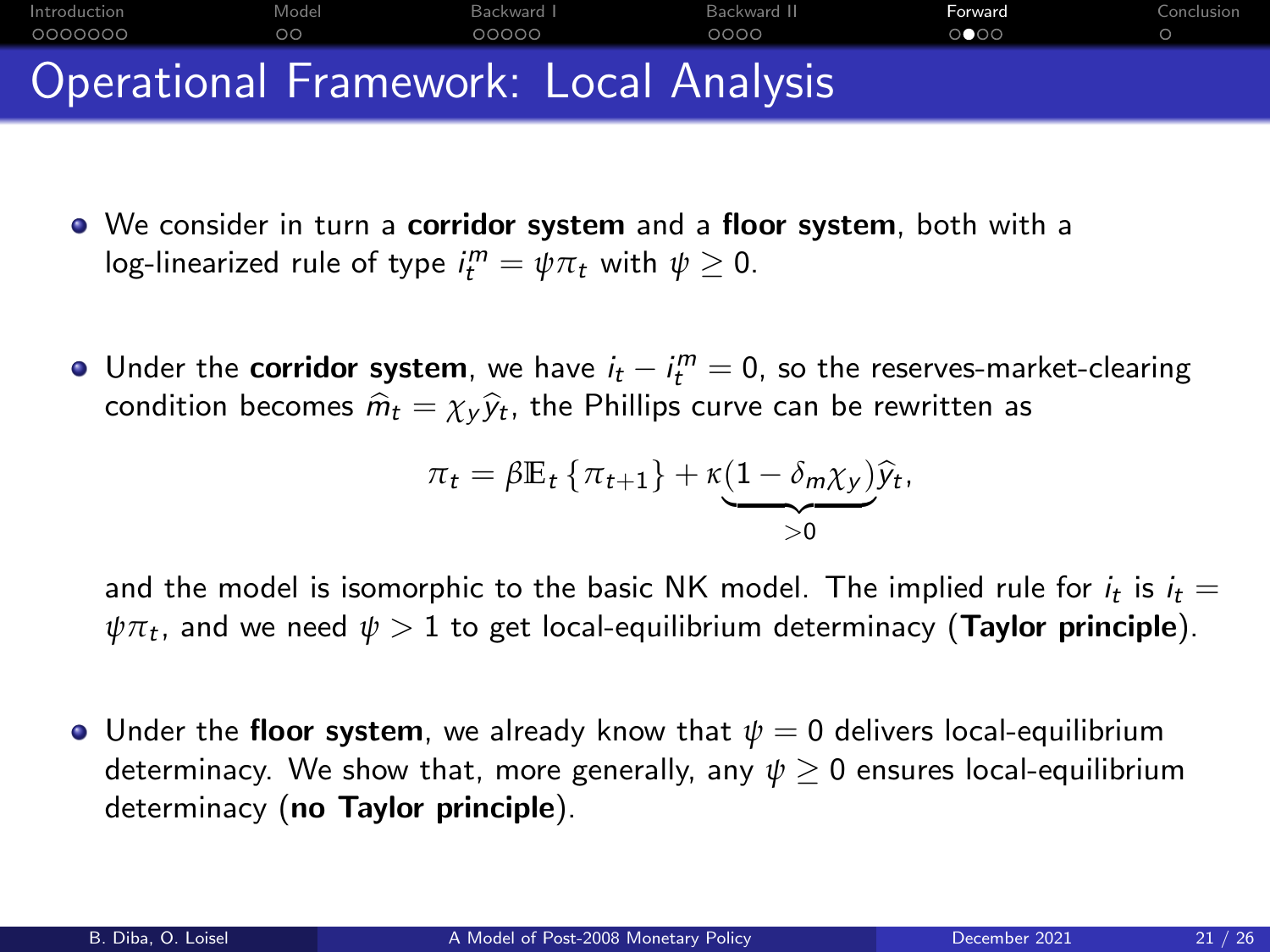# Operational Framework: Local Analysis

- We consider in turn a **corridor system** and a **floor system**, both with a log-linearized rule of type $i_t^m = \psi \pi_t$ with $\psi \geq 0$.

- Under the **corridor system**, we have $i_t - i_t^m = 0$, so the reserves-market-clearing condition becomes $\widehat{m}_t = \chi_y \widehat{y}_t$, the Phillips curve can be rewritten as

$$\pi_t = \beta \mathbb{E}_t \{\pi_{t+1}\} + \kappa \underbrace{(1 - \delta_m \chi_y)}_{>0} \widehat{y}_t,$$

  and the model is isomorphic to the basic NK model. The implied rule for $i_t$ is $i_t = \psi \pi_t$, and we need $\psi > 1$ to get local-equilibrium determinacy (**Taylor principle**).

- Under the **floor system**, we already know that $\psi = 0$ delivers local-equilibrium determinacy. We show that, more generally, any $\psi \geq 0$ ensures local-equilibrium determinacy (**no Taylor principle**).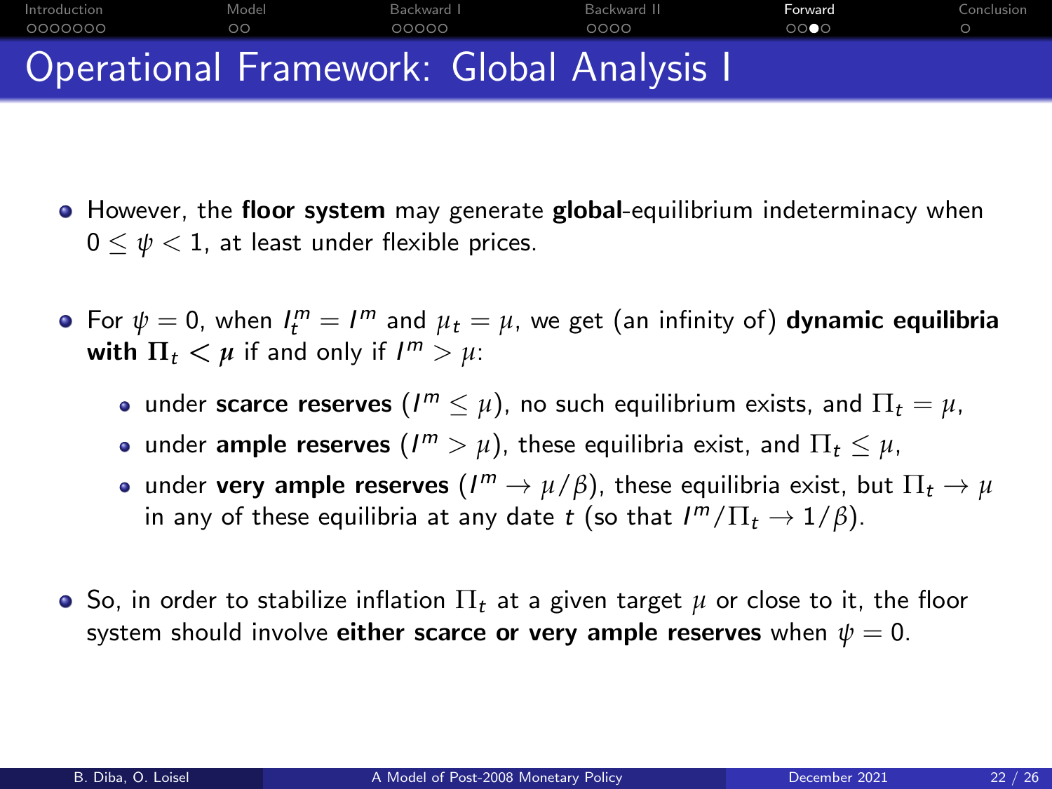# Operational Framework: Global Analysis I

- However, the **floor system** may generate **global**-equilibrium indeterminacy when $0 \leq \psi < 1$, at least under flexible prices.

- For $\psi = 0$, when $I_t^m = I^m$ and $\mu_t = \mu$, we get (an infinity of) **dynamic equilibria with $\Pi_t < \mu$** if and only if $I^m > \mu$:
  - under **scarce reserves** ($I^m \leq \mu$), no such equilibrium exists, and $\Pi_t = \mu$,
  - under **ample reserves** ($I^m > \mu$), these equilibria exist, and $\Pi_t \leq \mu$,
  - under **very ample reserves** ($I^m \to \mu/\beta$), these equilibria exist, but $\Pi_t \to \mu$ in any of these equilibria at any date $t$ (so that $I^m/\Pi_t \to 1/\beta$).

- So, in order to stabilize inflation $\Pi_t$ at a given target $\mu$ or close to it, the floor system should involve **either scarce or very ample reserves** when $\psi = 0$.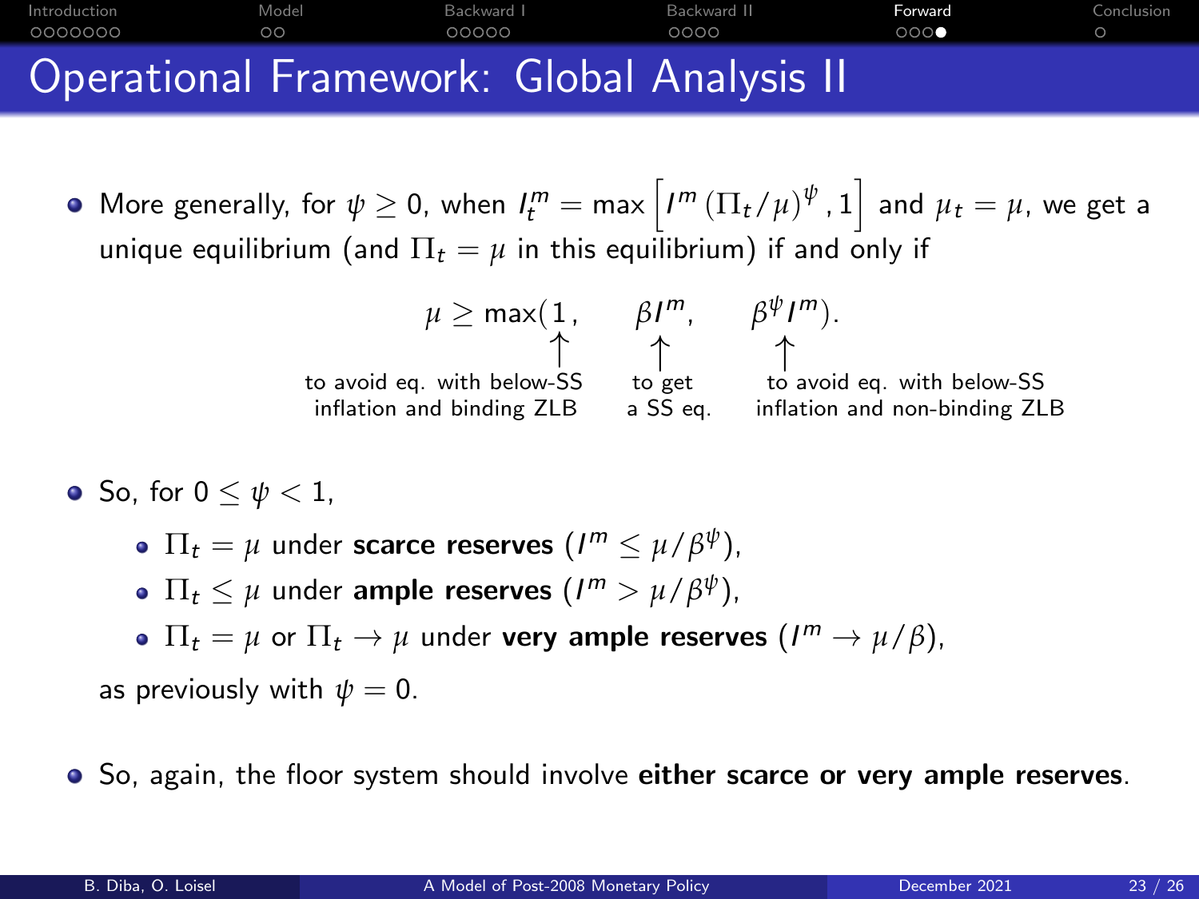# Operational Framework: Global Analysis II

- More generally, for $\psi \geq 0$, when $I_t^m = \max\left[I^m \left(\Pi_t/\mu\right)^{\psi}, 1\right]$ and $\mu_t = \mu$, we get a unique equilibrium (and $\Pi_t = \mu$ in this equilibrium) if and only if

$$\mu \geq \max(\underset{\substack{\uparrow \\ \text{to avoid eq. with below-SS} \\ \text{inflation and binding ZLB}}}{1}, \quad \underset{\substack{\uparrow \\ \text{to get} \\ \text{a SS eq.}}}{\beta I^m}, \quad \underset{\substack{\uparrow \\ \text{to avoid eq. with below-SS} \\ \text{inflation and non-binding ZLB}}}{\beta^{\psi} I^m}).$$

- So, for $0 \leq \psi < 1$,
  - $\Pi_t = \mu$ under **scarce reserves** ($I^m \leq \mu/\beta^{\psi}$),
  - $\Pi_t \leq \mu$ under **ample reserves** ($I^m > \mu/\beta^{\psi}$),
  - $\Pi_t = \mu$ or $\Pi_t \to \mu$ under **very ample reserves** ($I^m \to \mu/\beta$),

  as previously with $\psi = 0$.

- So, again, the floor system should involve **either scarce or very ample reserves**.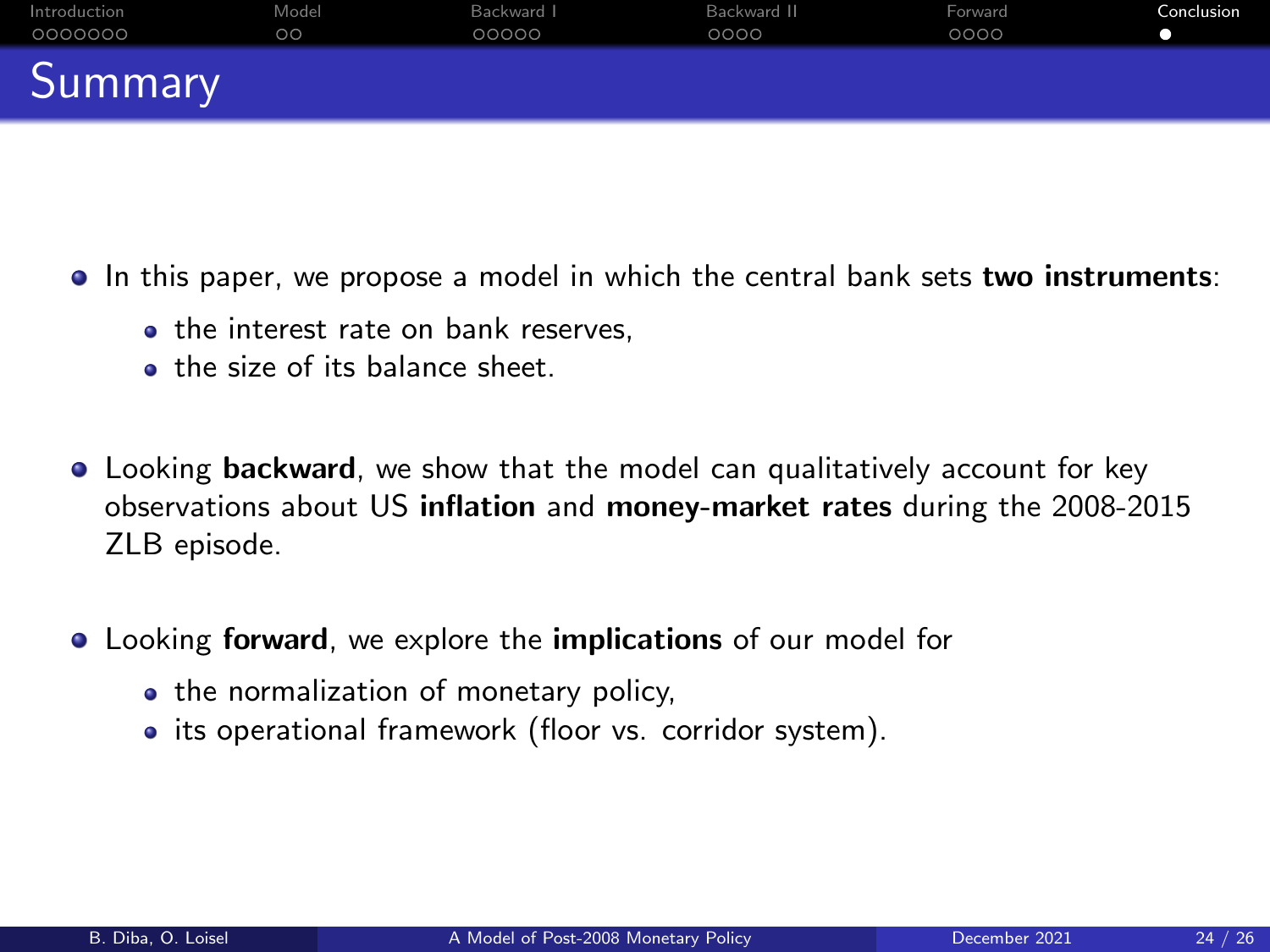# Summary

- In this paper, we propose a model in which the central bank sets **two instruments**:
  - the interest rate on bank reserves,
  - the size of its balance sheet.
- Looking **backward**, we show that the model can qualitatively account for key observations about US **inflation** and **money-market rates** during the 2008-2015 ZLB episode.
- Looking **forward**, we explore the **implications** of our model for
  - the normalization of monetary policy,
  - its operational framework (floor vs. corridor system).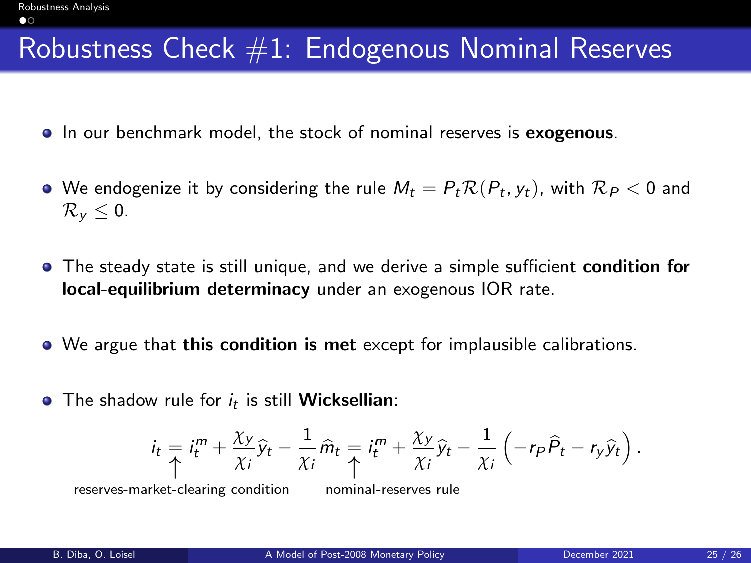# Robustness Check #1: Endogenous Nominal Reserves

- In our benchmark model, the stock of nominal reserves is **exogenous**.
- We endogenize it by considering the rule $M_t = P_t \mathcal{R}(P_t, y_t)$, with $\mathcal{R}_P < 0$ and $\mathcal{R}_y \leq 0$.
- The steady state is still unique, and we derive a simple sufficient **condition for local-equilibrium determinacy** under an exogenous IOR rate.
- We argue that **this condition is met** except for implausible calibrations.
- The shadow rule for $i_t$ is still **Wicksellian**:

$$i_t \underset{\substack{\uparrow \\ \text{reserves-market-clearing condition}}}{=} i_t^m + \frac{\chi_y}{\chi_i}\widehat{y}_t - \frac{1}{\chi_i}\widehat{m}_t \underset{\substack{\uparrow \\ \text{nominal-reserves rule}}}{=} i_t^m + \frac{\chi_y}{\chi_i}\widehat{y}_t - \frac{1}{\chi_i}\left(-r_P \widehat{P}_t - r_y \widehat{y}_t\right).$$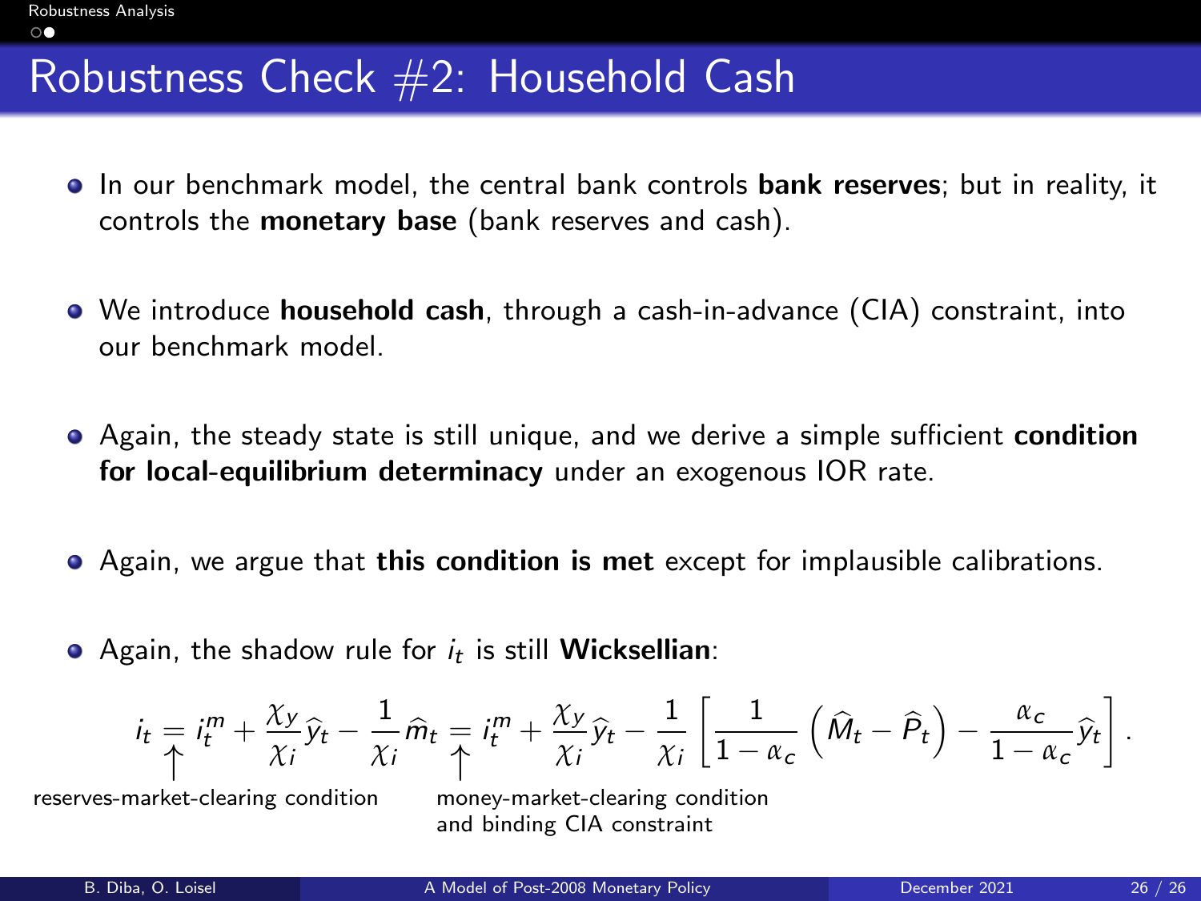# Robustness Check #2: Household Cash

- In our benchmark model, the central bank controls **bank reserves**; but in reality, it controls the **monetary base** (bank reserves and cash).
- We introduce **household cash**, through a cash-in-advance (CIA) constraint, into our benchmark model.
- Again, the steady state is still unique, and we derive a simple sufficient **condition for local-equilibrium determinacy** under an exogenous IOR rate.
- Again, we argue that **this condition is met** except for implausible calibrations.
- Again, the shadow rule for $i_t$ is still **Wicksellian**:

$$i_t \underset{\uparrow}{=} i_t^m + \frac{\chi_y}{\chi_i}\widehat{y}_t - \frac{1}{\chi_i}\widehat{m}_t \underset{\uparrow}{=} i_t^m + \frac{\chi_y}{\chi_i}\widehat{y}_t - \frac{1}{\chi_i}\left[\frac{1}{1-\alpha_c}\left(\widehat{M}_t - \widehat{P}_t\right) - \frac{\alpha_c}{1-\alpha_c}\widehat{y}_t\right].$$

reserves-market-clearing condition (first equality)

money-market-clearing condition and binding CIA constraint (second equality)